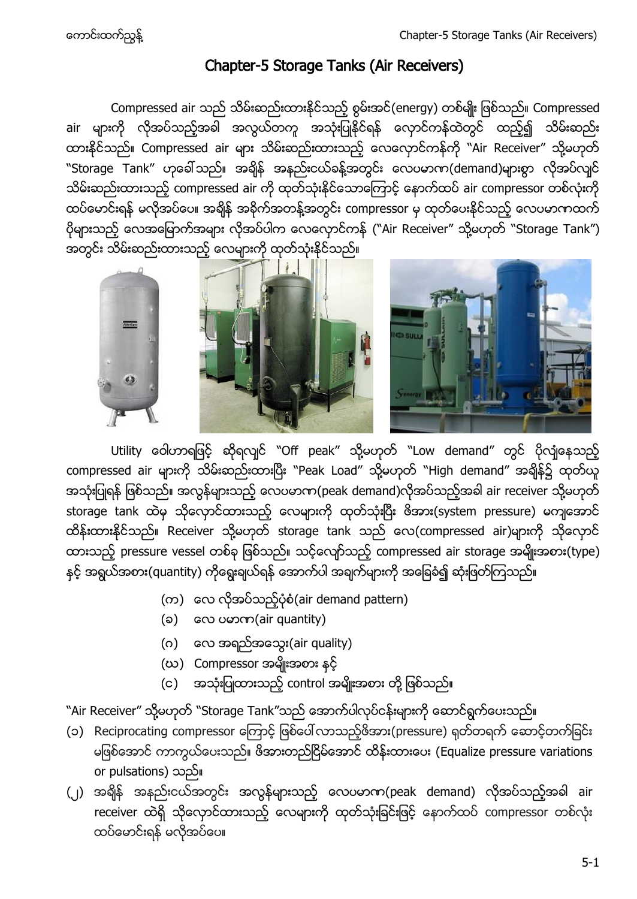# Chapter-5 Storage Tanks (Air Receivers)

Compressed air သည် သိမ်းဆည်းထားနိုင်သည့် စွမ်းအင်(energy) တစ်မျိုး ဖြစ်သည်။ Compressed air များကို လိုအပ်သည့်အခါ အလွယ်တကူ အသုံးပြုနိုင်ရန် လှောင်ကန်ထဲတွင် ထည့်၍ သိမ်းဆည်းထားနိုင်သည်။ Compressed air များ သိမ်းဆည်းထားသည့် လေလှောင်ကန်ကို "Air Receiver" သို့မဟုတ် "Storage Tank" ဟုခေါ်သည်။ အချိန် အနည်းငယ်ခန့်အတွင်း လေပမာဏ(demand)များစွာ လိုအပ်လျှင် သိမ်းဆည်းထားသည့် compressed air ကို ထုတ်သုံးနိုင်သောကြောင့် နောက်ထပ် air compressor တစ်လုံးကို ထပ်မောင်းရန် မလိုအပ်ပေ။ အချိန် အခိုက်အတန့်အတွင်း compressor မှ ထုတ်ပေးနိုင်သည့် လေပမာဏထက် ပိုများသည့် လေအမြောက်အမြား လိုအပ်ပါက လေလှောင်ကန် ("Air Receiver" သို့မဟုတ် "Storage Tank") အတွင်း သိမ်းဆည်းထားသည့် လေများကို ထုတ်သုံးနိုင်သည်။

Utility ဝေါဟာရဖြင့် ဆိုရလျှင် "Off peak" သို့မဟုတ် "Low demand" တွင် ပိုလျှံနေသည့် compressed air များကို သိမ်းဆည်းထားပြီး "Peak Load" သို့မဟုတ် "High demand" အချိန်၌ ထုတ်ယူ အသုံးပြုရန် ဖြစ်သည်။ အလွန်များသည့် လေပမာဏ(peak demand)လိုအပ်သည့်အခါ air receiver သို့မဟုတ် storage tank ထဲမှ သိုလှောင်ထားသည့် လေများကို ထုတ်သုံးပြီး ဖိအား(system pressure) မကျအောင် ထိန်းထားနိုင်သည်။ Receiver သို့မဟုတ် storage tank သည် လေ(compressed air)များကို သိုလှောင်ထားသည့် pressure vessel တစ်ခု ဖြစ်သည်။ သင့်လျော်သည့် compressed air storage အမျိုးအစား(type) နှင့် အရွယ်အစား(quantity) ကိုရွေးချယ်ရန် အောက်ပါ အချက်များကို အခြေခံ၍ ဆုံးဖြတ်ကြသည်။

(က) လေ လိုအပ်သည့်ပုံစံ(air demand pattern)
(ခ) လေ ပမာဏ(air quantity)
(ဂ) လေ အရည်အသွေး(air quality)
(ဃ) Compressor အမျိုးအစား နှင့်
(င) အသုံးပြုထားသည့် control အမျိုးအစား တို့ ဖြစ်သည်။

"Air Receiver" သို့မဟုတ် "Storage Tank"သည် အောက်ပါလုပ်ငန်းများကို ဆောင်ရွက်ပေးသည်။

(၁) Reciprocating compressor ကြောင့် ဖြစ်ပေါ်လာသည့်ဖိအား(pressure) ရုတ်တရက် ဆောင့်တက်ခြင်း မဖြစ်အောင် ကာကွယ်ပေးသည်။ ဖိအားတည်ငြိမ်အောင် ထိန်းထားပေး (Equalize pressure variations or pulsations) သည်။

(၂) အချိန် အနည်းငယ်အတွင်း အလွန်များသည့် လေပမာဏ(peak demand) လိုအပ်သည့်အခါ air receiver ထဲရှိ သိုလှောင်ထားသည့် လေများကို ထုတ်သုံးခြင်းဖြင့် နောက်ထပ် compressor တစ်လုံး ထပ်မောင်းရန် မလိုအပ်ပေ။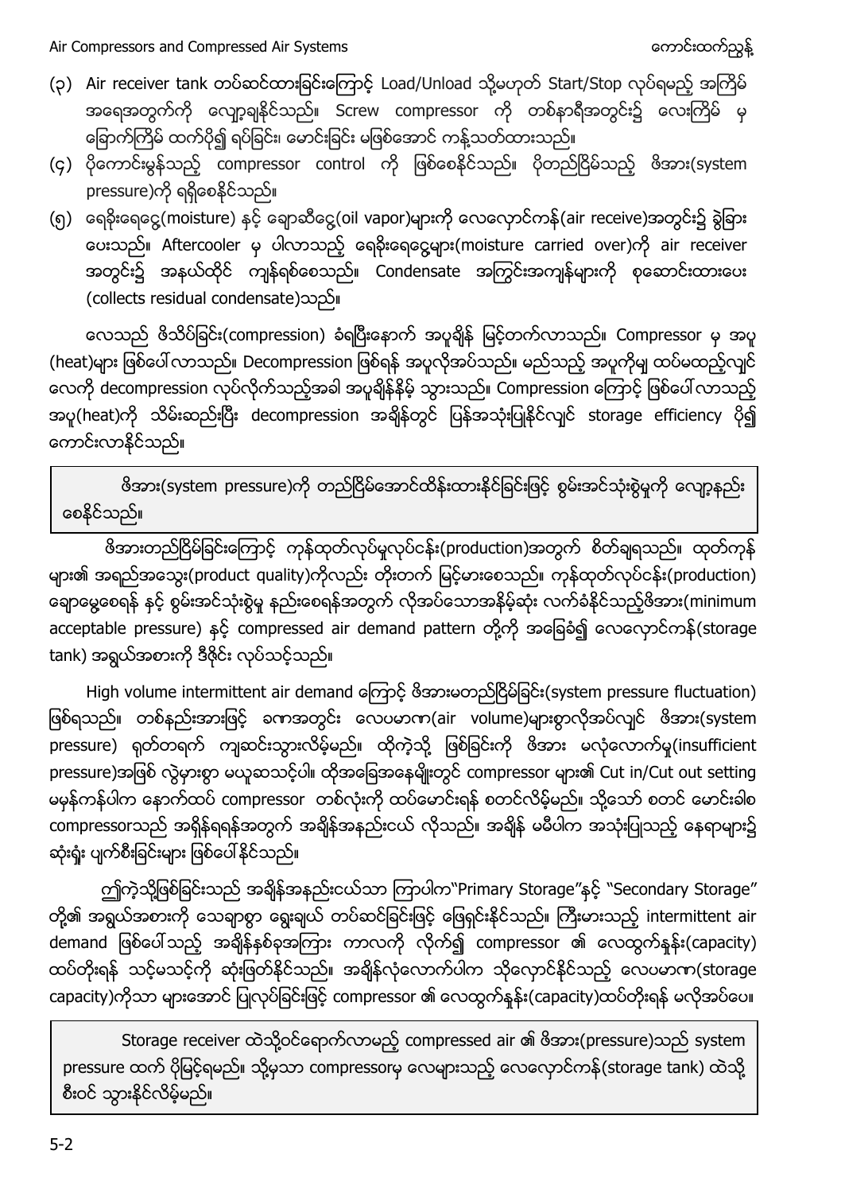(၃) Air receiver tank တပ်ဆင်ထားခြင်းကြောင့် Load/Unload သို့မဟုတ် Start/Stop လုပ်ရမည့် အကြိမ် အရေအတွက်ကို လျော့ချနိုင်သည်။ Screw compressor ကို တစ်နာရီအတွင်း၌ လေးကြိမ် မှ ခြောက်ကြိမ် ထက်ပို၍ ရပ်ခြင်း၊ မောင်းခြင်း မဖြစ်အောင် ကန့်သတ်ထားသည်။

(၄) ပိုကောင်းမွန်သည့် compressor control ကို ဖြစ်စေနိုင်သည်။ ပိုတည်ငြိမ်သည့် ဖိအား(system pressure)ကို ရရှိစေနိုင်သည်။

(၅) ရေခိုးရေငွေ့(moisture) နှင့် ချောဆီငွေ့(oil vapor)များကို လေလှောင်ကန်(air receive)အတွင်း၌ ခွဲခြား ပေးသည်။ Aftercooler မှ ပါလာသည့် ရေခိုးရေငွေ့များ(moisture carried over)ကို air receiver အတွင်း၌ အနယ်ထိုင် ကျန်ရစ်စေသည်။ Condensate အကြွင်းအကျန်များကို စုဆောင်းထားပေး (collects residual condensate)သည်။

လေသည် ဖိသိပ်ခြင်း(compression) ခံရပြီးနောက် အပူချိန် မြင့်တက်လာသည်။ Compressor မှ အပူ (heat)များ ဖြစ်ပေါ်လာသည်။ Decompression ဖြစ်ရန် အပူလိုအပ်သည်။ မည်သည့် အပူကိုမျှ ထပ်မထည့်လျှင် လေကို decompression လုပ်လိုက်သည့်အခါ အပူချိန်နိမ့် သွားသည်။ Compression ကြောင့် ဖြစ်ပေါ်လာသည့် အပူ(heat)ကို သိမ်းဆည်းပြီး decompression အချိန်တွင် ပြန်အသုံးပြုနိုင်လျှင် storage efficiency ပို၍ ကောင်းလာနိုင်သည်။

> ဖိအား(system pressure)ကို တည်ငြိမ်အောင်ထိန်းထားနိုင်ခြင်းဖြင့် စွမ်းအင်သုံးစွဲမှုကို လျော့နည်း စေနိုင်သည်။

ဖိအားတည်ငြိမ်ခြင်းကြောင့် ကုန်ထုတ်လုပ်မှုလုပ်ငန်း(production)အတွက် စိတ်ချရသည်။ ထုတ်ကုန် များ၏ အရည်အသွေး(product quality)ကိုလည်း တိုးတက် မြင့်မားစေသည်။ ကုန်ထုတ်လုပ်ငန်း(production) ချောမွေ့စေရန် နှင့် စွမ်းအင်သုံးစွဲမှု နည်းစေရန်အတွက် လိုအပ်သောအနိမ့်ဆုံး လက်ခံနိုင်သည့်ဖိအား(minimum acceptable pressure) နှင့် compressed air demand pattern တို့ကို အခြေခံ၍ လေလှောင်ကန်(storage tank) အရွယ်အစားကို ဒီဇိုင်း လုပ်သင့်သည်။

High volume intermittent air demand ကြောင့် ဖိအားမတည်ငြိမ်ခြင်း(system pressure fluctuation) ဖြစ်ရသည်။ တစ်နည်းအားဖြင့် ခဏအတွင်း လေပမာဏ(air volume)များစွာလိုအပ်လျှင် ဖိအား(system pressure) ရုတ်တရက် ကျဆင်းသွားလိမ့်မည်။ ထိုကဲ့သို့ ဖြစ်ခြင်းကို ဖိအား မလုံလောက်မှု(insufficient pressure)အဖြစ် လွဲမှားစွာ မယူဆသင့်ပါ။ ထိုအခြေအနေမျိုးတွင် compressor များ၏ Cut in/Cut out setting မမှန်ကန်ပါက နောက်ထပ် compressor တစ်လုံးကို ထပ်မောင်းရန် စတင်လိမ့်မည်။ သို့သော် စတင် မောင်းခါစ compressorသည် အရှိန်ရရန်အတွက် အချိန်အနည်းငယ် လိုသည်။ အချိန် မမီပါက အသုံးပြုသည့် နေရာများ၌ ဆုံးရှုံး ပျက်စီးခြင်းများ ဖြစ်ပေါ်နိုင်သည်။

ဤကဲ့သို့ဖြစ်ခြင်းသည် အချိန်အနည်းငယ်သာ ကြာပါက"Primary Storage"နှင့် "Secondary Storage" တို့၏ အရွယ်အစားကို သေချာစွာ ရွေးချယ် တပ်ဆင်ခြင်းဖြင့် ဖြေရှင်းနိုင်သည်။ ကြီးမားသည့် intermittent air demand ဖြစ်ပေါ်သည့် အချိန်နှစ်ခုအကြား ကာလကို လိုက်၍ compressor ၏ လေထွက်နှုန်း(capacity) ထပ်တိုးရန် သင့်မသင့်ကို ဆုံးဖြတ်နိုင်သည်။ အချိန်လုံလောက်ပါက သိုလှောင်နိုင်သည့် လေပမာဏ(storage capacity)ကိုသာ များအောင် ပြုလုပ်ခြင်းဖြင့် compressor ၏ လေထွက်နှုန်း(capacity)ထပ်တိုးရန် မလိုအပ်ပေ။

> Storage receiver ထဲသို့ဝင်ရောက်လာမည့် compressed air ၏ ဖိအား(pressure)သည် system pressure ထက် ပိုမြင့်ရမည်။ သို့မှသာ compressorမှ လေများသည့် လေလှောင်ကန်(storage tank) ထဲသို့ စီးဝင် သွားနိုင်လိမ့်မည်။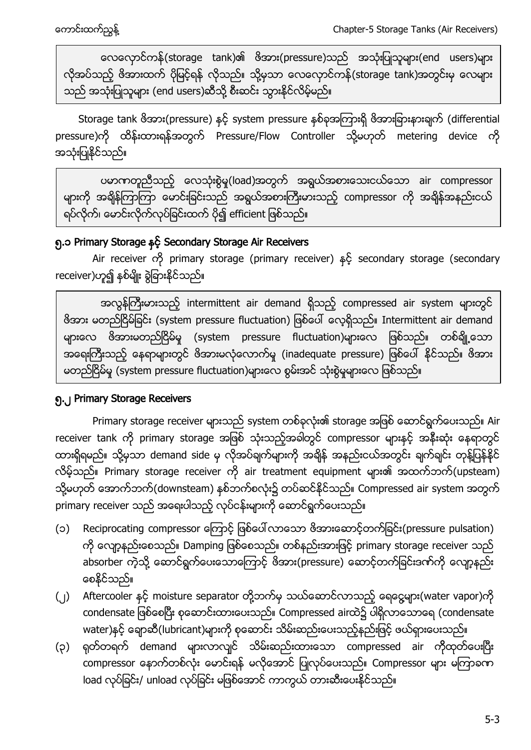လေလှောင်ကန်(storage tank)၏ ဖိအား(pressure)သည် အသုံးပြုသူများ(end users)များ လိုအပ်သည့် ဖိအားထက် ပိုမြင့်ရန် လိုသည်။ သို့မှသာ လေလှောင်ကန်(storage tank)အတွင်းမှ လေများသည် အသုံးပြုသူများ (end users)ဆီသို့ စီးဆင်း သွားနိုင်လိမ့်မည်။

Storage tank ဖိအား(pressure) နှင့် system pressure နှစ်ခုအကြားရှိ ဖိအားခြားနားချက် (differential pressure)ကို ထိန်းထားရန်အတွက် Pressure/Flow Controller သို့မဟုတ် metering device ကို အသုံးပြုနိုင်သည်။

ပမာဏတူညီသည့် လေသုံးစွဲမှု(load)အတွက် အရွယ်အစားသေးငယ်သော air compressor များကို အချိန်ကြာကြာ မောင်းခြင်းသည် အရွယ်အစားကြီးမားသည့် compressor ကို အချိန်အနည်းငယ် ရပ်လိုက်၊ မောင်းလိုက်လုပ်ခြင်းထက် ပို၍ efficient ဖြစ်သည်။

## ၅.၁ Primary Storage နှင့် Secondary Storage Air Receivers

Air receiver ကို primary storage (primary receiver) နှင့် secondary storage (secondary receiver)ဟူ၍ နှစ်မျိုး ခွဲခြားနိုင်သည်။

အလွန်ကြီးမားသည့် intermittent air demand ရှိသည့် compressed air system များတွင် ဖိအား မတည်ငြိမ်ခြင်း (system pressure fluctuation) ဖြစ်ပေါ် လေ့ရှိသည်။ Intermittent air demand များလေ ဖိအားမတည်ငြိမ်မှု (system pressure fluctuation)များလေ ဖြစ်သည်။ တစ်ချို့သော အရေးကြီးသည့် နေရာများတွင် ဖိအားမလုံလောက်မှု (inadequate pressure) ဖြစ်ပေါ် နိုင်သည်။ ဖိအား မတည်ငြိမ်မှု (system pressure fluctuation)များလေ စွမ်းအင် သုံးစွဲမှုများလေ ဖြစ်သည်။

## ၅.၂ Primary Storage Receivers

Primary storage receiver များသည် system တစ်ခုလုံး၏ storage အဖြစ် ဆောင်ရွက်ပေးသည်။ Air receiver tank ကို primary storage အဖြစ် သုံးသည့်အခါတွင် compressor များနှင့် အနီးဆုံး နေရာတွင် ထားရှိရမည်။ သို့မှသာ demand side မှ လိုအပ်ချက်များကို အချိန် အနည်းငယ်အတွင်း ချက်ချင်း တုန့်ပြန်နိုင်လိမ့်သည်။ Primary storage receiver ကို air treatment equipment များ၏ အထက်ဘက်(upsteam) သို့မဟုတ် အောက်ဘက်(downsteam) နှစ်ဘက်စလုံး၌ တပ်ဆင်နိုင်သည်။ Compressed air system အတွက် primary receiver သည် အရေးပါသည့် လုပ်ငန်းများကို ဆောင်ရွက်ပေးသည်။

(၁) Reciprocating compressor ကြောင့် ဖြစ်ပေါ်လာသော ဖိအားဆောင့်တက်ခြင်း(pressure pulsation) ကို လျော့နည်းစေသည်။ Damping ဖြစ်စေသည်။ တစ်နည်းအားဖြင့် primary storage receiver သည် absorber ကဲ့သို့ ဆောင်ရွက်ပေးသောကြောင့် ဖိအား(pressure) ဆောင့်တက်ခြင်းဒဏ်ကို လျော့နည်းစေနိုင်သည်။

(၂) Aftercooler နှင့် moisture separator တို့ဘက်မှ သယ်ဆောင်လာသည့် ရေငွေ့များ(water vapor)ကို condensate ဖြစ်စေပြီး စုဆောင်းထားပေးသည်။ Compressed airထဲ၌ ပါရှိလာသောရေ (condensate water)နှင့် ချောဆီ(lubricant)များကို စုဆောင်း သိမ်းဆည်းပေးသည့်နည်းဖြင့် ဖယ်ရှားပေးသည်။

(၃) ရုတ်တရက် demand များလာလျှင် သိမ်းဆည်းထားသော compressed air ကိုထုတ်ပေးပြီး compressor နောက်တစ်လုံး မောင်းရန် မလိုအောင် ပြုလုပ်ပေးသည်။ Compressor များ မကြာခဏ load လုပ်ခြင်း/ unload လုပ်ခြင်း မဖြစ်အောင် ကာကွယ် တားဆီးပေးနိုင်သည်။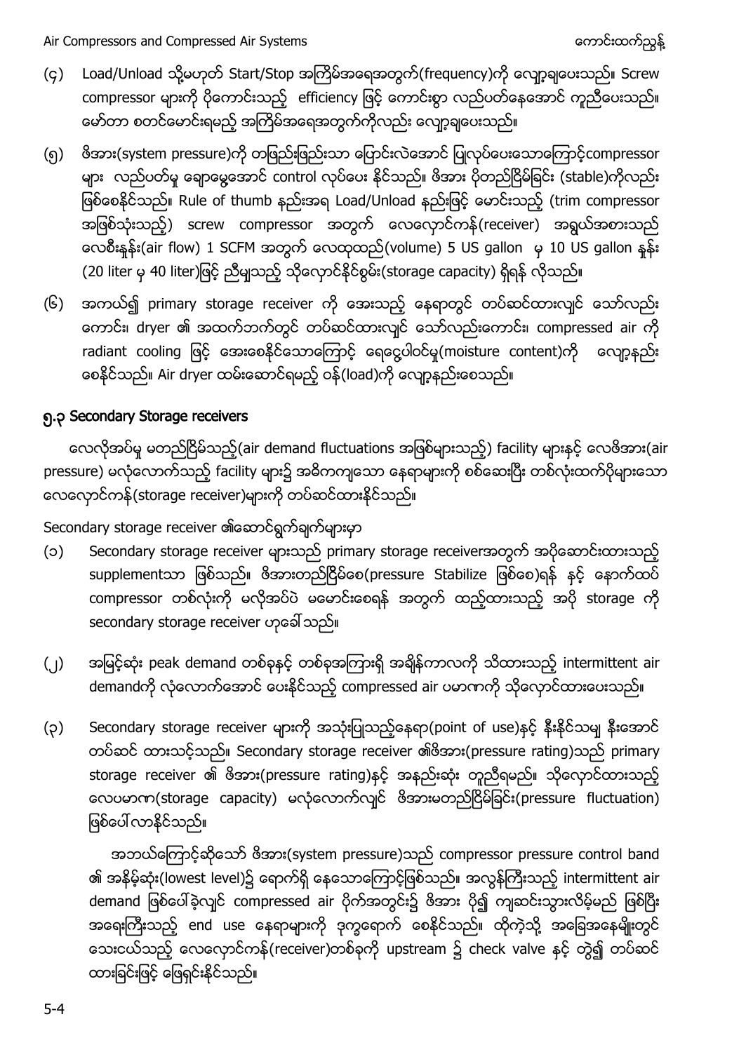(၄) Load/Unload သို့မဟုတ် Start/Stop အကြိမ်အရေအတွက်(frequency)ကို လျော့ချပေးသည်။ Screw compressor များကို ပိုကောင်းသည့် efficiency ဖြင့် ကောင်းစွာ လည်ပတ်နေအောင် ကူညီပေးသည်။ မော်တာ စတင်မောင်းရမည့် အကြိမ်အရေအတွက်ကိုလည်း လျော့ချပေးသည်။

(၅) ဖိအား(system pressure)ကို တဖြည်းဖြည်းသာ ပြောင်းလဲအောင် ပြုလုပ်ပေးသောကြောင့်compressor များ လည်ပတ်မှု ချောမွေ့အောင် control လုပ်ပေး နိုင်သည်။ ဖိအား ပိုတည်ငြိမ်ခြင်း (stable)ကိုလည်း ဖြစ်စေနိုင်သည်။ Rule of thumb နည်းအရ Load/Unload နည်းဖြင့် မောင်းသည့် (trim compressor အဖြစ်သုံးသည့်) screw compressor အတွက် လေလှောင်ကန်(receiver) အရွယ်အစားသည် လေစီးနှုန်း(air flow) 1 SCFM အတွက် လေထုထည်(volume) 5 US gallon မှ 10 US gallon နှုန်း (20 liter မှ 40 liter)ဖြင့် ညီမျှသည့် သိုလှောင်နိုင်စွမ်း(storage capacity) ရှိရန် လိုသည်။

(၆) အကယ်၍ primary storage receiver ကို အေးသည့် နေရာတွင် တပ်ဆင်ထားလျှင် သော်လည်းကောင်း၊ dryer ၏ အထက်ဘက်တွင် တပ်ဆင်ထားလျှင် သော်လည်းကောင်း၊ compressed air ကို radiant cooling ဖြင့် အေးစေနိုင်သောကြောင့် ရေငွေ့ပါဝင်မှု(moisture content)ကို လျော့နည်းစေနိုင်သည်။ Air dryer ထမ်းဆောင်ရမည့် ဝန်(load)ကို လျော့နည်းစေသည်။

## ၅.၃ Secondary Storage receivers

လေလိုအပ်မှု မတည်ငြိမ်သည့်(air demand fluctuations အဖြစ်များသည့်) facility များနှင့် လေဖိအား(air pressure) မလုံလောက်သည့် facility များ၌ အဓိကကျသော နေရာများကို စစ်ဆေးပြီး တစ်လုံးထက်ပိုများသော လေလှောင်ကန်(storage receiver)များကို တပ်ဆင်ထားနိုင်သည်။

Secondary storage receiver ၏ဆောင်ရွက်ချက်များမှာ

(၁) Secondary storage receiver များသည် primary storage receiverအတွက် အပိုဆောင်းထားသည့် supplementသာ ဖြစ်သည်။ ဖိအားတည်ငြိမ်စေ(pressure Stabilize ဖြစ်စေ)ရန် နှင့် နောက်ထပ် compressor တစ်လုံးကို မလိုအပ်ပဲ မမောင်းစေရန် အတွက် ထည့်ထားသည့် အပို storage ကို secondary storage receiver ဟုခေါ်သည်။

(၂) အမြင့်ဆုံး peak demand တစ်ခုနှင့် တစ်ခုအကြားရှိ အချိန်ကာလကို သိထားသည့် intermittent air demandကို လုံလောက်အောင် ပေးနိုင်သည့် compressed air ပမာဏကို သိုလှောင်ထားပေးသည်။

(၃) Secondary storage receiver များကို အသုံးပြုသည့်နေရာ(point of use)နှင့် နီးနိုင်သမျှ နီးအောင် တပ်ဆင် ထားသင့်သည်။ Secondary storage receiver ၏ဖိအား(pressure rating)သည် primary storage receiver ၏ ဖိအား(pressure rating)နှင့် အနည်းဆုံး တူညီရမည်။ သိုလှောင်ထားသည့် လေပမာဏ(storage capacity) မလုံလောက်လျှင် ဖိအားမတည်ငြိမ်ခြင်း(pressure fluctuation) ဖြစ်ပေါ်လာနိုင်သည်။

အဘယ်ကြောင့်ဆိုသော် ဖိအား(system pressure)သည် compressor pressure control band ၏ အနိမ့်ဆုံး(lowest level)၌ ရောက်ရှိ နေသောကြောင့်ဖြစ်သည်။ အလွန်ကြီးသည့် intermittent air demand ဖြစ်ပေါ်ခဲ့လျှင် compressed air ပိုက်အတွင်း၌ ဖိအား ပို၍ ကျဆင်းသွားလိမ့်မည် ဖြစ်ပြီး အရေးကြီးသည့် end use နေရာများကို ဒုက္ခရောက် စေနိုင်သည်။ ထိုကဲ့သို့ အခြေအနေမျိုးတွင် သေးငယ်သည့် လေလှောင်ကန်(receiver)တစ်ခုကို upstream ၌ check valve နှင့် တွဲ၍ တပ်ဆင်ထားခြင်းဖြင့် ဖြေရှင်းနိုင်သည်။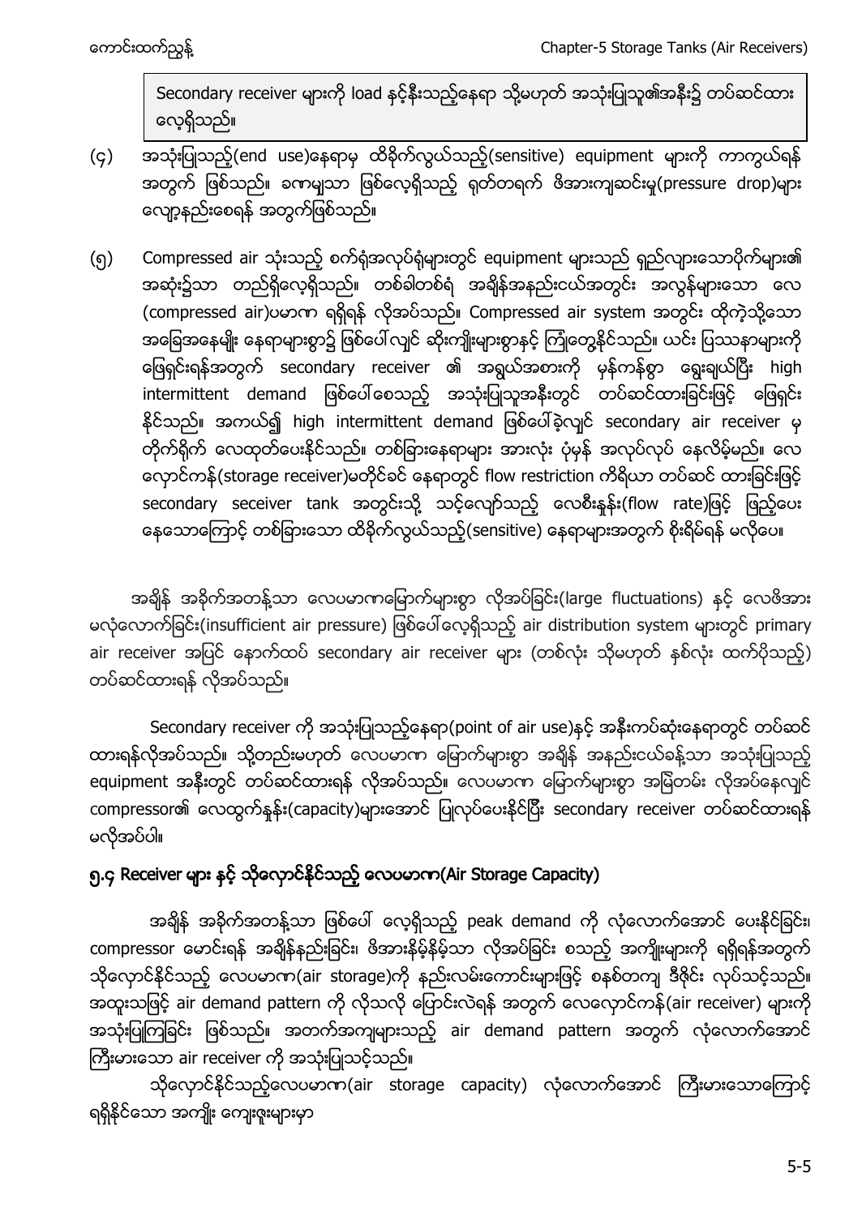Secondary receiver များကို load နှင့်နီးသည့်နေရာ သို့မဟုတ် အသုံးပြုသူ၏အနီး၌ တပ်ဆင်ထားလေ့ရှိသည်။

(၄) အသုံးပြုသည့်(end use)နေရာမှ ထိခိုက်လွယ်သည့်(sensitive) equipment များကို ကာကွယ်ရန်အတွက် ဖြစ်သည်။ ခဏမျှသာ ဖြစ်လေ့ရှိသည့် ရုတ်တရက် ဖိအားကျဆင်းမှု(pressure drop)များ လျော့နည်းစေရန် အတွက်ဖြစ်သည်။

(၅) Compressed air သုံးသည့် စက်ရုံအလုပ်ရုံများတွင် equipment များသည် ရှည်လျားသောပိုက်များ၏ အဆုံး၌သာ တည်ရှိလေ့ရှိသည်။ တစ်ခါတစ်ရံ အချိန်အနည်းငယ်အတွင်း အလွန်များသော လေ (compressed air)ပမာဏ ရရှိရန် လိုအပ်သည်။ Compressed air system အတွင်း ထိုကဲ့သို့သော အခြေအနေမျိုး နေရာများစွာ၌ ဖြစ်ပေါ်လျှင် ဆိုးကျိုးများစွာနှင့် ကြုံတွေ့နိုင်သည်။ ယင်း ပြဿနာများကို ဖြေရှင်းရန်အတွက် secondary receiver ၏ အရွယ်အစားကို မှန်ကန်စွာ ရွေးချယ်ပြီး high intermittent demand ဖြစ်ပေါ်စေသည့် အသုံးပြုသူအနီးတွင် တပ်ဆင်ထားခြင်းဖြင့် ဖြေရှင်းနိုင်သည်။ အကယ်၍ high intermittent demand ဖြစ်ပေါ်ခဲ့လျှင် secondary air receiver မှ တိုက်ရိုက် လေထုတ်ပေးနိုင်သည်။ တစ်ခြားနေရာများ အားလုံး ပုံမှန် အလုပ်လုပ် နေလိမ့်မည်။ လေလှောင်ကန်(storage receiver)မတိုင်ခင် နေရာတွင် flow restriction ကိရိယာ တပ်ဆင် ထားခြင်းဖြင့် secondary seceiver tank အတွင်းသို့ သင့်လျော်သည့် လေစီးနှုန်း(flow rate)ဖြင့် ဖြည့်ပေးနေသောကြောင့် တစ်ခြားသော ထိခိုက်လွယ်သည့်(sensitive) နေရာများအတွက် စိုးရိမ်ရန် မလိုပေ။

အချိန် အခိုက်အတန့်သာ လေပမာဏပြောင်းများစွာ လိုအပ်ခြင်း(large fluctuations) နှင့် လေဖိအား မလုံလောက်ခြင်း(insufficient air pressure) ဖြစ်ပေါ်လေ့ရှိသည့် air distribution system များတွင် primary air receiver အပြင် နောက်ထပ် secondary air receiver များ (တစ်လုံး သို့မဟုတ် နှစ်လုံး ထက်ပိုသည့်) တပ်ဆင်ထားရန် လိုအပ်သည်။

Secondary receiver ကို အသုံးပြုသည့်နေရာ(point of air use)နှင့် အနီးကပ်ဆုံးနေရာတွင် တပ်ဆင်ထားရန်လိုအပ်သည်။ သို့တည်းမဟုတ် လေပမာဏ ပြောင်းများစွာ အချိန် အနည်းငယ်ခန့်သာ အသုံးပြုသည့် equipment အနီးတွင် တပ်ဆင်ထားရန် လိုအပ်သည်။ လေပမာဏ ပြောင်းများစွာ အမြဲတမ်း လိုအပ်နေလျှင် compressor၏ လေထွက်နှုန်း(capacity)များအောင် ပြုလုပ်ပေးနိုင်ပြီး secondary receiver တပ်ဆင်ထားရန် မလိုအပ်ပါ။

## ၅.၄ Receiver များ နှင့် သိုလှောင်နိုင်သည့် လေပမာဏ(Air Storage Capacity)

အချိန် အခိုက်အတန့်သာ ဖြစ်ပေါ် လေ့ရှိသည့် peak demand ကို လုံလောက်အောင် ပေးနိုင်ခြင်း၊ compressor မောင်းရန် အချိန်နည်းခြင်း၊ ဖိအားနိမ့်နိမ့်သာ လိုအပ်ခြင်း စသည့် အကျိုးများကို ရရှိရန်အတွက် သိုလှောင်နိုင်သည့် လေပမာဏ(air storage)ကို နည်းလမ်းကောင်းများဖြင့် စနစ်တကျ ဒီဇိုင်း လုပ်သင့်သည်။ အထူးသဖြင့် air demand pattern ကို လိုသလို ပြောင်းလဲရန် အတွက် လေလှောင်ကန်(air receiver) များကို အသုံးပြုကြခြင်း ဖြစ်သည်။ အတက်အကျများသည့် air demand pattern အတွက် လုံလောက်အောင် ကြီးမားသော air receiver ကို အသုံးပြုသင့်သည်။

သိုလှောင်နိုင်သည့်လေပမာဏ(air storage capacity) လုံလောက်အောင် ကြီးမားသောကြောင့် ရရှိနိုင်သော အကျိုး ကျေးဇူးများမှာ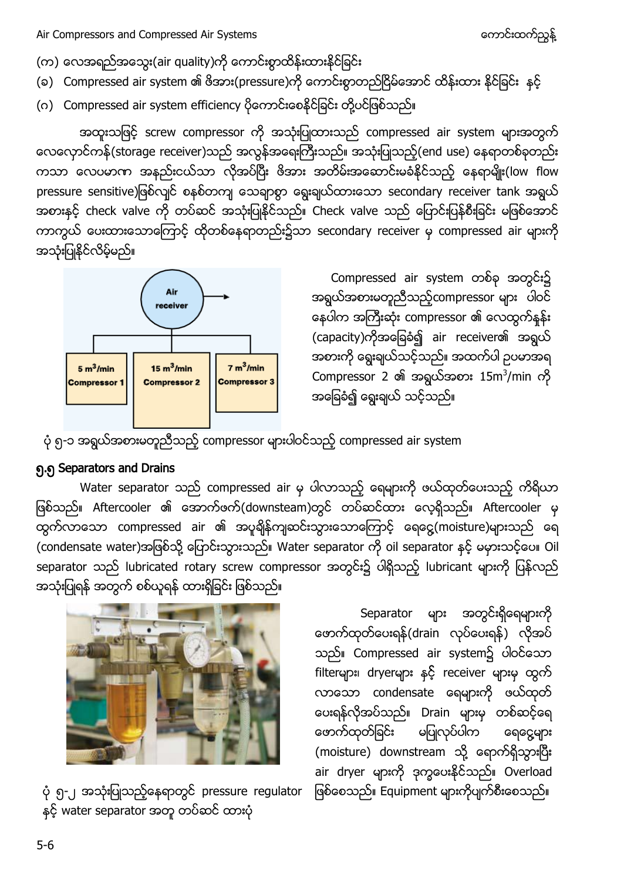(က) လေအရည်အသွေး(air quality)ကို ကောင်းစွာထိန်းထားနိုင်ခြင်း
(ခ) Compressed air system ၏ ဖိအား(pressure)ကို ကောင်းစွာတည်ငြိမ်အောင် ထိန်းထား နိုင်ခြင်း နှင့်
(ဂ) Compressed air system efficiency ပိုကောင်းစေနိုင်ခြင်း တို့ပင်ဖြစ်သည်။

အထူးသဖြင့် screw compressor ကို အသုံးပြုထားသည် compressed air system များအတွက် လေလှောင်ကန်(storage receiver)သည် အလွန်အရေးကြီးသည်။ အသုံးပြုသည့်(end use) နေရာတစ်ခုတည်းကသာ လေပမာဏ အနည်းငယ်သာ လိုအပ်ပြီး ဖိအား အတိမ်းအစောင်းမခံနိုင်သည့် နေရာမျိုး(low flow pressure sensitive)ဖြစ်လျှင် စနစ်တကျ သေချာစွာ ရွေးချယ်ထားသော secondary receiver tank အရွယ်အစားနှင့် check valve ကို တပ်ဆင် အသုံးပြုနိုင်သည်။ Check valve သည် ပြောင်းပြန်စီးခြင်း မဖြစ်အောင် ကာကွယ် ပေးထားသောကြောင့် ထိုတစ်နေရာတည်း၌သာ secondary receiver မှ compressed air များကို အသုံးပြုနိုင်လိမ့်မည်။

Air receiver

5 m³/min Compressor 1

15 m³/min Compressor 2

7 m³/min Compressor 3

Compressed air system တစ်ခု အတွင်း၌ အရွယ်အစားမတူညီသည့်compressor များ ပါဝင်နေပါက အကြီးဆုံး compressor ၏ လေထွက်နှုန်း(capacity)ကိုအခြေခံ၍ air receiver၏ အရွယ်အစားကို ရွေးချယ်သင့်သည်။ အထက်ပါ ဥပမာအရ Compressor 2 ၏ အရွယ်အစား 15m$^3$/min ကို အခြေခံ၍ ရွေးချယ် သင့်သည်။

ပုံ ၅-၁ အရွယ်အစားမတူညီသည့် compressor များပါဝင်သည့် compressed air system

## ၅.၅ Separators and Drains

Water separator သည် compressed air မှ ပါလာသည့် ရေများကို ဖယ်ထုတ်ပေးသည့် ကိရိယာဖြစ်သည်။ Aftercooler ၏ အောက်ဖက်(downsteam)တွင် တပ်ဆင်ထား လေ့ရှိသည်။ Aftercooler မှ ထွက်လာသော compressed air ၏ အပူချိန်ကျဆင်းသွားသောကြောင့် ရေငွေ့(moisture)များသည် ရေ(condensate water)အဖြစ်သို့ ပြောင်းသွားသည်။ Water separator ကို oil separator နှင့် မမှားသင့်ပေ။ Oil separator သည် lubricated rotary screw compressor အတွင်း၌ ပါရှိသည့် lubricant များကို ပြန်လည် အသုံးပြုရန် အတွက် စစ်ယူရန် ထားရှိခြင်း ဖြစ်သည်။

Separator များ အတွင်းရှိရေများကို ဖောက်ထုတ်ပေးရန်(drain လုပ်ပေးရန်) လိုအပ်သည်။ Compressed air system၌ ပါဝင်သော filterများ၊ dryerများ နှင့် receiver များမှ ထွက်လာသော condensate ရေများကို ဖယ်ထုတ်ပေးရန်လိုအပ်သည်။ Drain များမှ တစ်ဆင့်ရေ ဖောက်ထုတ်ခြင်း မပြုလုပ်ပါက ရေငွေ့များ (moisture) downstream သို့ ရောက်ရှိသွားပြီး air dryer များကို ဒုက္ခပေးနိုင်သည်။ Overload ဖြစ်စေသည်။ Equipment များကိုပျက်စီးစေသည်။

ပုံ ၅-၂ အသုံးပြုသည့်နေရာတွင် pressure regulator နှင့် water separator အတူ တပ်ဆင် ထားပုံ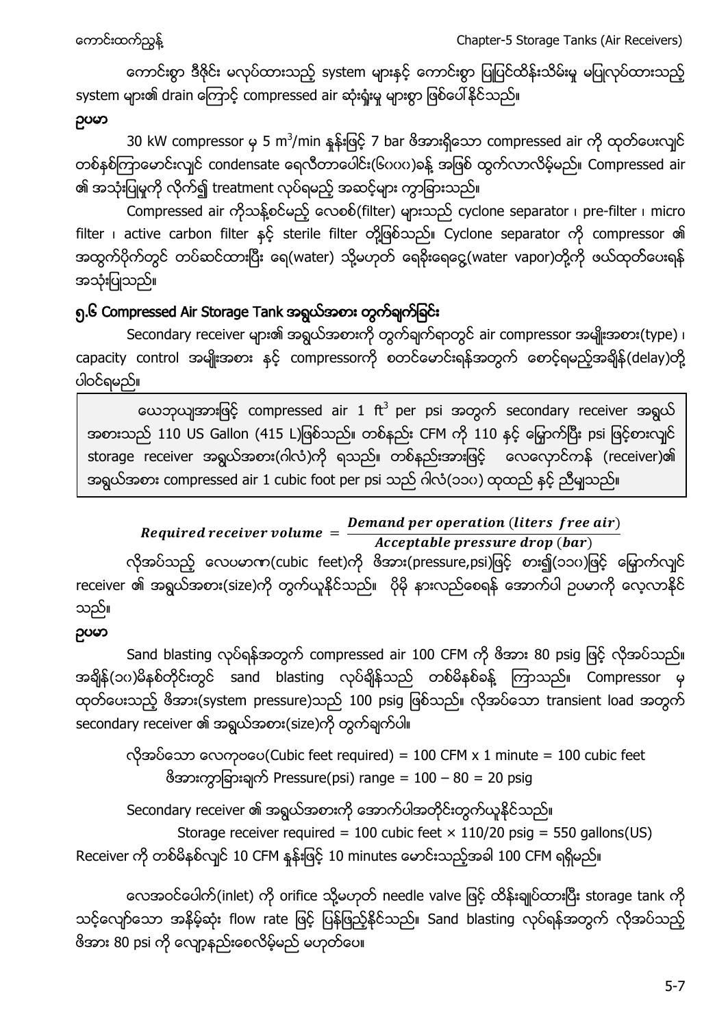ကောင်းစွာ ဒီဇိုင်း မလုပ်ထားသည့် system များနှင့် ကောင်းစွာ ပြုပြင်ထိန်းသိမ်းမှု မပြုလုပ်ထားသည့် system များ၏ drain ကြောင့် compressed air ဆုံးရှုံးမှု များစွာ ဖြစ်ပေါ်နိုင်သည်။

**ဥပမာ**

30 kW compressor မှ 5 $m^3$/min နှုန်းဖြင့် 7 bar ဖိအားရှိသော compressed air ကို ထုတ်ပေးလျှင် တစ်နှစ်ကြာမောင်းလျှင် condensate ရေလီတာပေါင်း(၆၀၀၀)ခန့် အဖြစ် ထွက်လာလိမ့်မည်။ Compressed air ၏ အသုံးပြုမှုကို လိုက်၍ treatment လုပ်ရမည့် အဆင့်များ ကွာခြားသည်။

Compressed air ကိုသန့်စင်မည့် လေစစ်(filter) များသည် cyclone separator ၊ pre-filter ၊ micro filter ၊ active carbon filter နှင့် sterile filter တို့ဖြစ်သည်။ Cyclone separator ကို compressor ၏ အထွက်ပိုက်တွင် တပ်ဆင်ထားပြီး ရေ(water) သို့မဟုတ် ရေခိုးရေငွေ့(water vapor)တို့ကို ဖယ်ထုတ်ပေးရန် အသုံးပြုသည်။

## ၅.၆ Compressed Air Storage Tank အရွယ်အစား တွက်ချက်ခြင်း

Secondary receiver များ၏ အရွယ်အစားကို တွက်ချက်ရာတွင် air compressor အမျိုးအစား(type) ၊ capacity control အမျိုးအစား နှင့် compressorကို စတင်မောင်းရန်အတွက် စောင့်ရမည့်အချိန်(delay)တို့ ပါဝင်ရမည်။

> ယေဘုယျအားဖြင့် compressed air 1 $ft^3$ per psi အတွက် secondary receiver အရွယ်အစားသည် 110 US Gallon (415 L)ဖြစ်သည်။ တစ်နည်း CFM ကို 110 နှင့် မြှောက်ပြီး psi ဖြင့်စားလျှင် storage receiver အရွယ်အစား(ဂါလံ)ကို ရသည်။ တစ်နည်းအားဖြင့် လေလှောင်ကန် (receiver)၏ အရွယ်အစား compressed air 1 cubic foot per psi သည် ဂါလံ(၁၁၀) ထုထည် နှင့် ညီမျှသည်။

$$Required\ receiver\ volume = \frac{Demand\ per\ operation\ (liters\ \ free\ air)}{Acceptable\ pressure\ drop\ (bar)}$$

လိုအပ်သည့် လေပမာဏ(cubic feet)ကို ဖိအား(pressure,psi)ဖြင့် စား၍(၁၁၀)ဖြင့် မြှောက်လျှင် receiver ၏ အရွယ်အစား(size)ကို တွက်ယူနိုင်သည်။ ပိုမို နားလည်စေရန် အောက်ပါ ဥပမာကို လေ့လာနိုင်သည်။

**ဥပမာ**

Sand blasting လုပ်ရန်အတွက် compressed air 100 CFM ကို ဖိအား 80 psig ဖြင့် လိုအပ်သည်။ အချိန်(၁၀)မိနစ်တိုင်းတွင် sand blasting လုပ်ချိန်သည် တစ်မိနစ်ခန့် ကြာသည်။ Compressor မှ ထုတ်ပေးသည့် ဖိအား(system pressure)သည် 100 psig ဖြစ်သည်။ လိုအပ်သော transient load အတွက် secondary receiver ၏ အရွယ်အစား(size)ကို တွက်ချက်ပါ။

လိုအပ်သော လေကုဗပေ(Cubic feet required) = 100 CFM x 1 minute = 100 cubic feet

ဖိအားကွာခြားချက် Pressure(psi) range = 100 – 80 = 20 psig

Secondary receiver ၏ အရွယ်အစားကို အောက်ပါအတိုင်းတွက်ယူနိုင်သည်။

Storage receiver required = 100 cubic feet × 110/20 psig = 550 gallons(US)

Receiver ကို တစ်မိနစ်လျှင် 10 CFM နှုန်းဖြင့် 10 minutes မောင်းသည့်အခါ 100 CFM ရရှိမည်။

လေအဝင်ပေါက်(inlet) ကို orifice သို့မဟုတ် needle valve ဖြင့် ထိန်းချုပ်ထားပြီး storage tank ကို သင့်လျော်သော အနိမ့်ဆုံး flow rate ဖြင့် ပြန်ဖြည့်နိုင်သည်။ Sand blasting လုပ်ရန်အတွက် လိုအပ်သည့် ဖိအား 80 psi ကို လျော့နည်းစေလိမ့်မည် မဟုတ်ပေ။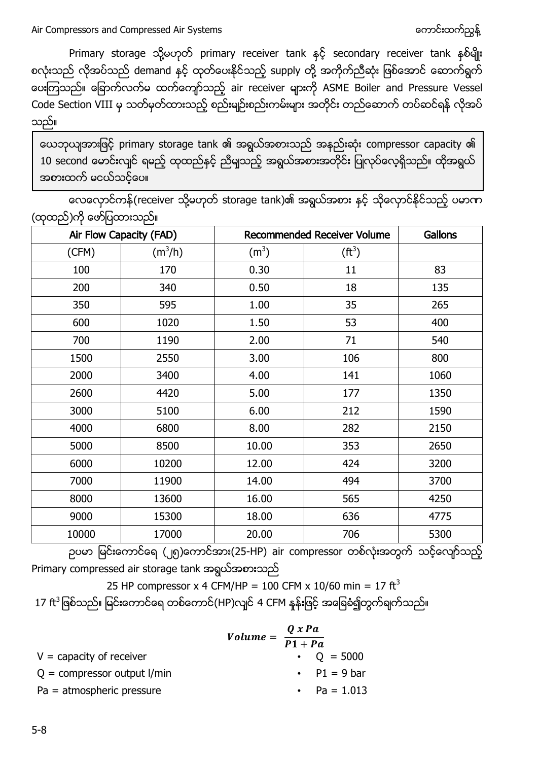Primary storage သို့မဟုတ် primary receiver tank နှင့် secondary receiver tank နှစ်မျိုးစလုံးသည် လိုအပ်သည့် demand နှင့် ထုတ်ပေးနိုင်သည့် supply တို့ အကိုက်ညီဆုံး ဖြစ်အောင် ဆောင်ရွက်ပေးကြသည်။ ခြောက်လက်မ ထက်ကျော်သည့် air receiver များကို ASME Boiler and Pressure Vessel Code Section VIII မှ သတ်မှတ်ထားသည့် စည်းမျဉ်းစည်းကမ်းများ အတိုင်း တည်ဆောက် တပ်ဆင်ရန် လိုအပ်သည်။

> ယေဘုယျအားဖြင့် primary storage tank ၏ အရွယ်အစားသည် အနည်းဆုံး compressor capacity ၏ 10 second မောင်းလျှင် ရမည့် ထုထည်နှင့် ညီမျှသည့် အရွယ်အစားအတိုင်း ပြုလုပ်လေ့ရှိသည်။ ထိုအရွယ်အစားထက် မငယ်သင့်ပေ။

လေလှောင်ကန်(receiver သို့မဟုတ် storage tank)၏ အရွယ်အစား နှင့် သိုလှောင်နိုင်သည့် ပမာဏ (ထုထည်)ကို ဖော်ပြထားသည်။

| Air Flow Capacity (FAD) | | Recommended Receiver Volume | | Gallons |
|---|---|---|---|---|
| (CFM) | ($m^3$/h) | ($m^3$) | ($ft^3$) | |
| 100 | 170 | 0.30 | 11 | 83 |
| 200 | 340 | 0.50 | 18 | 135 |
| 350 | 595 | 1.00 | 35 | 265 |
| 600 | 1020 | 1.50 | 53 | 400 |
| 700 | 1190 | 2.00 | 71 | 540 |
| 1500 | 2550 | 3.00 | 106 | 800 |
| 2000 | 3400 | 4.00 | 141 | 1060 |
| 2600 | 4420 | 5.00 | 177 | 1350 |
| 3000 | 5100 | 6.00 | 212 | 1590 |
| 4000 | 6800 | 8.00 | 282 | 2150 |
| 5000 | 8500 | 10.00 | 353 | 2650 |
| 6000 | 10200 | 12.00 | 424 | 3200 |
| 7000 | 11900 | 14.00 | 494 | 3700 |
| 8000 | 13600 | 16.00 | 565 | 4250 |
| 9000 | 15300 | 18.00 | 636 | 4775 |
| 10000 | 17000 | 20.00 | 706 | 5300 |

ဥပမာ မြင်းကောင်ရေ (၂၅)ကောင်အား(25-HP) air compressor တစ်လုံးအတွက် သင့်လျော်သည့် Primary compressed air storage tank အရွယ်အစားသည်

$$25 \text{ HP compressor} \times 4 \text{ CFM/HP} = 100 \text{ CFM} \times 10/60 \text{ min} = 17 \text{ ft}^3$$

17 $ft^3$ ဖြစ်သည်။ မြင်းကောင်ရေ တစ်ကောင်(HP)လျှင် 4 CFM နှုန်းဖြင့် အခြေခံ၍တွက်ချက်သည်။

$$Volume = \frac{Q \times Pa}{P1 + Pa}$$

V = capacity of receiver

Q = compressor output l/min

Pa = atmospheric pressure

- Q = 5000
- P1 = 9 bar
- Pa = 1.013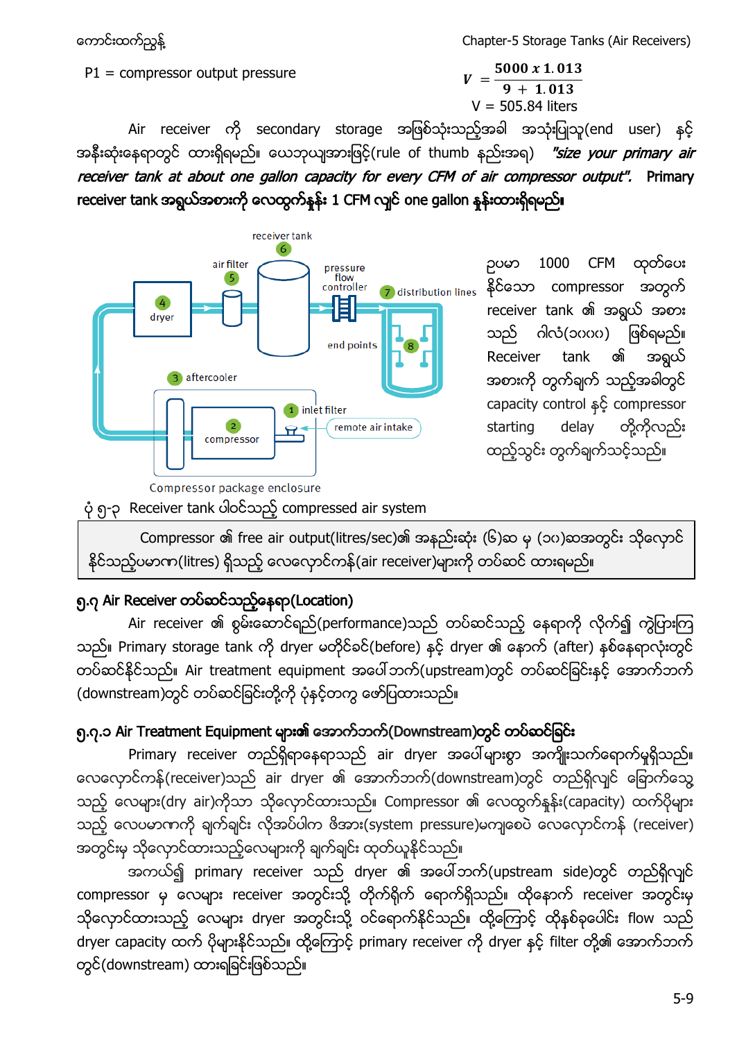P1 = compressor output pressure

$$V = \frac{5000 \times 1.013}{9 + 1.013}$$

V = 505.84 liters

Air receiver ကို secondary storage အဖြစ်သုံးသည့်အခါ အသုံးပြုသူ(end user) နှင့် အနီးဆုံးနေရာတွင် ထားရှိရမည်။ ယေဘုယျအားဖြင့်(rule of thumb နည်းအရ) *"size your primary air receiver tank at about one gallon capacity for every CFM of air compressor output".* **Primary receiver tank အရွယ်အစားကို လေထွက်နှုန်း 1 CFM လျှင် one gallon နှုန်းထားရှိရမည်။**

receiver tank 6
air filter 5
pressure flow controller
7 distribution lines
4 dryer
end points
8
3 aftercooler
1 inlet filter
2 compressor
remote air intake
Compressor package enclosure

ပုံ ၅-၃ Receiver tank ပါဝင်သည့် compressed air system

ဥပမာ 1000 CFM ထုတ်ပေးနိုင်သော compressor အတွက် receiver tank ၏ အရွယ် အစားသည် ဂါလံ(၁၀၀၀) ဖြစ်ရမည်။ Receiver tank ၏ အရွယ်အစားကို တွက်ချက် သည့်အခါတွင် capacity control နှင့် compressor starting delay တို့ကိုလည်း ထည့်သွင်း တွက်ချက်သင့်သည်။

| |
|---|
| Compressor ၏ free air output(litres/sec)၏ အနည်းဆုံး (၆)ဆ မှ (၁၀)ဆအတွင်း သိုလှောင် နိုင်သည့်ပမာဏ(litres) ရှိသည့် လေလှောင်ကန်(air receiver)များကို တပ်ဆင် ထားရမည်။ |

## ၅.၇ Air Receiver တပ်ဆင်သည့်နေရာ(Location)

Air receiver ၏ စွမ်းဆောင်ရည်(performance)သည် တပ်ဆင်သည့် နေရာကို လိုက်၍ ကွဲပြားကြသည်။ Primary storage tank ကို dryer မတိုင်ခင်(before) နှင့် dryer ၏ နောက် (after) နှစ်နေရာလုံးတွင် တပ်ဆင်နိုင်သည်။ Air treatment equipment အပေါ်ဘက်(upstream)တွင် တပ်ဆင်ခြင်းနှင့် အောက်ဘက်(downstream)တွင် တပ်ဆင်ခြင်းတို့ကို ပုံနှင့်တကွ ဖော်ပြထားသည်။

### ၅.၇.၁ Air Treatment Equipment များ၏ အောက်ဘက်(Downstream)တွင် တပ်ဆင်ခြင်း

Primary receiver တည်ရှိရာနေရာသည် air dryer အပေါ်များစွာ အကျိုးသက်ရောက်မှုရှိသည်။ လေလှောင်ကန်(receiver)သည် air dryer ၏ အောက်ဘက်(downstream)တွင် တည်ရှိလျှင် ခြောက်သွေ့သည့် လေများ(dry air)ကိုသာ သိုလှောင်ထားသည်။ Compressor ၏ လေထွက်နှုန်း(capacity) ထက်ပိုများသည့် လေပမာဏကို ချက်ချင်း လိုအပ်ပါက ဖိအား(system pressure)မကျစေပဲ လေလှောင်ကန် (receiver) အတွင်းမှ သိုလှောင်ထားသည့်လေများကို ချက်ချင်း ထုတ်ယူနိုင်သည်။

အကယ်၍ primary receiver သည် dryer ၏ အပေါ်ဘက်(upstream side)တွင် တည်ရှိလျှင် compressor မှ လေများ receiver အတွင်းသို့ တိုက်ရိုက် ရောက်ရှိသည်။ ထို့နောက် receiver အတွင်းမှ သိုလှောင်ထားသည့် လေများ dryer အတွင်းသို့ ဝင်ရောက်နိုင်သည်။ ထို့ကြောင့် ထိုနစ်ခုပေါင်း flow သည် dryer capacity ထက် ပိုများနိုင်သည်။ ထို့ကြောင့် primary receiver ကို dryer နှင့် filter တို့၏ အောက်ဘက်တွင်(downstream) ထားရခြင်းဖြစ်သည်။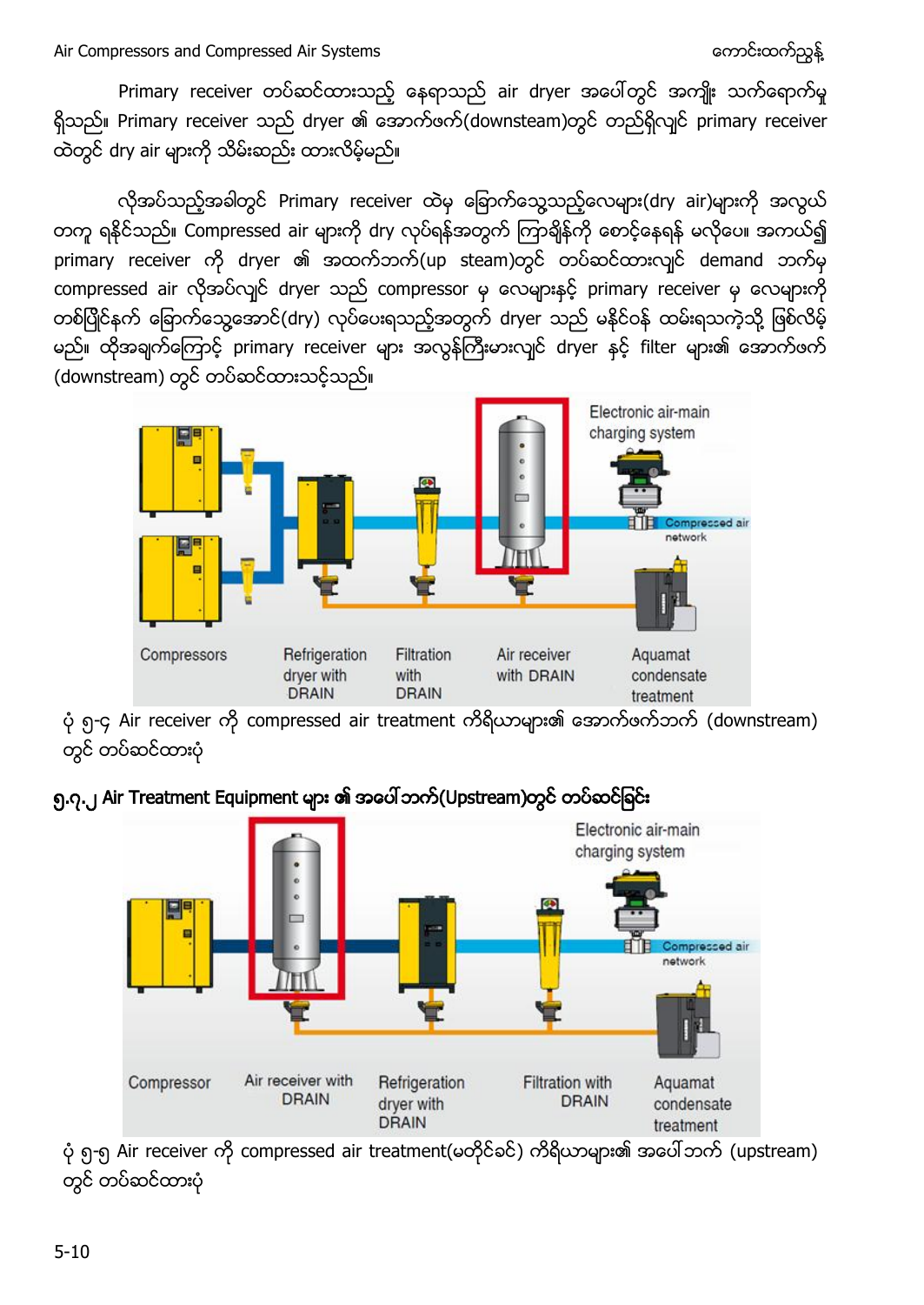Primary receiver တပ်ဆင်ထားသည့် နေရာသည် air dryer အပေါ်တွင် အကျိုး သက်ရောက်မှု ရှိသည်။ Primary receiver သည် dryer ၏ အောက်ဖက်(downsteam)တွင် တည်ရှိလျှင် primary receiver ထဲတွင် dry air များကို သိမ်းဆည်း ထားလိမ့်မည်။

လိုအပ်သည့်အခါတွင် Primary receiver ထဲမှ ခြောက်သွေ့သည့်လေများ(dry air)များကို အလွယ်တကူ ရနိုင်သည်။ Compressed air များကို dry လုပ်ရန်အတွက် ကြာချိန်ကို စောင့်နေရန် မလိုပေ။ အကယ်၍ primary receiver ကို dryer ၏ အထက်ဘက်(up steam)တွင် တပ်ဆင်ထားလျှင် demand ဘက်မှ compressed air လိုအပ်လျှင် dryer သည် compressor မှ လေများနှင့် primary receiver မှ လေများကို တစ်ပြိုင်နက် ခြောက်သွေ့အောင်(dry) လုပ်ပေးရသည့်အတွက် dryer သည် မနိုင်ဝန် ထမ်းရသကဲ့သို့ ဖြစ်လိမ့်မည်။ ထိုအချက်ကြောင့် primary receiver များ အလွန်ကြီးမားလျှင် dryer နှင့် filter များ၏ အောက်ဖက် (downstream) တွင် တပ်ဆင်ထားသင့်သည်။

Electronic air-main charging system

Compressed air network

Compressors

Refrigeration dryer with DRAIN

Filtration with DRAIN

Air receiver with DRAIN

Aquamat condensate treatment

ပုံ ၅-၄ Air receiver ကို compressed air treatment ကိရိယာများ၏ အောက်ဖက်ဘက် (downstream) တွင် တပ်ဆင်ထားပုံ

## ၅.၇.၂ Air Treatment Equipment များ ၏ အပေါ်ဘက်(Upstream)တွင် တပ်ဆင်ခြင်း

Electronic air-main charging system

Compressed air network

Compressor

Air receiver with DRAIN

Refrigeration dryer with DRAIN

Filtration with DRAIN

Aquamat condensate treatment

ပုံ ၅-၅ Air receiver ကို compressed air treatment(မတိုင်ခင်) ကိရိယာများ၏ အပေါ်ဘက် (upstream) တွင် တပ်ဆင်ထားပုံ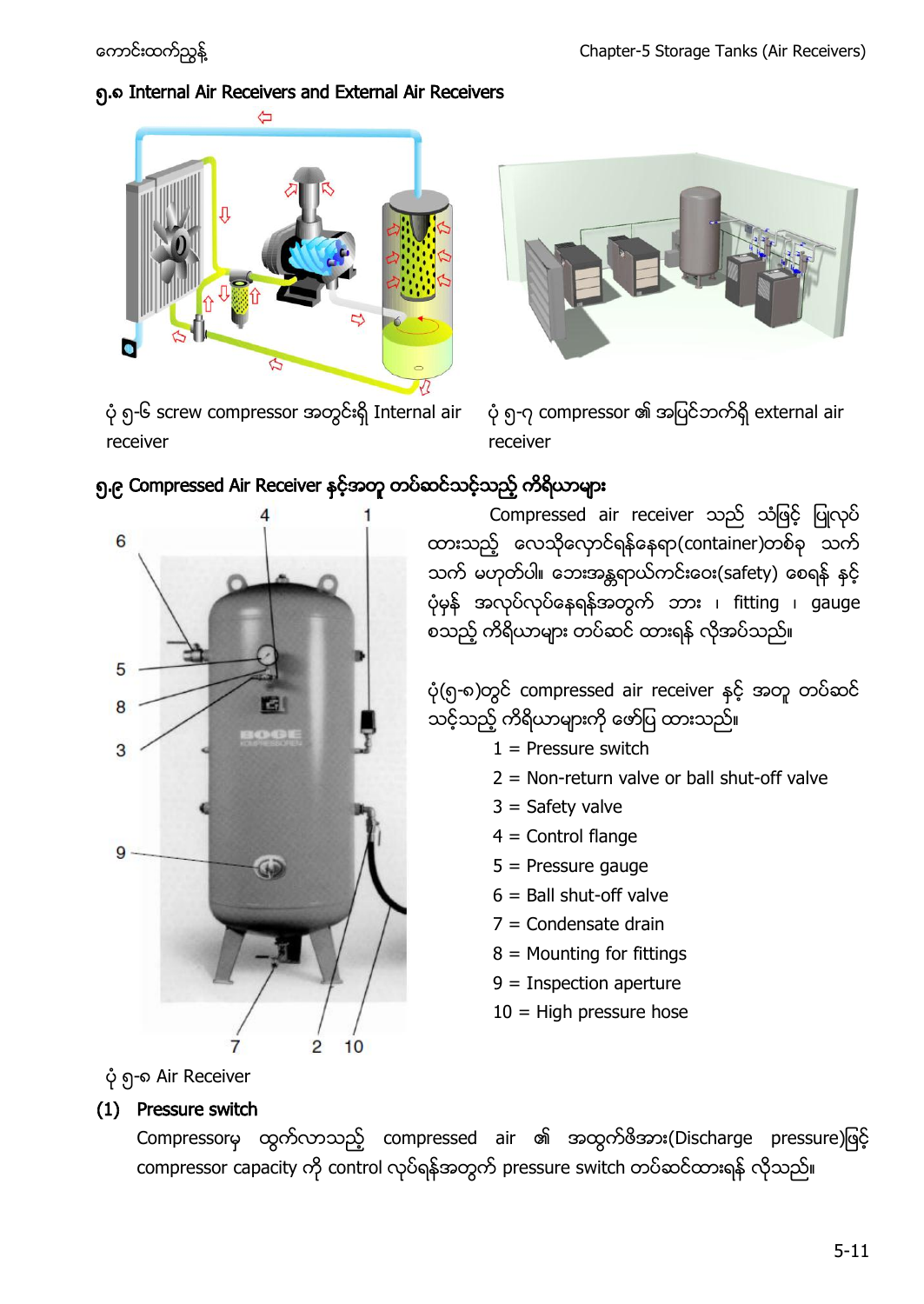## ၅.၈ Internal Air Receivers and External Air Receivers

ပုံ ၅-၆ screw compressor အတွင်းရှိ Internal air receiver

ပုံ ၅-၇ compressor ၏ အပြင်ဘက်ရှိ external air receiver

## ၅.၉ Compressed Air Receiver နှင့်အတူ တပ်ဆင်သင့်သည့် ကိရိယာများ

Compressed air receiver သည် သံဖြင့် ပြုလုပ်ထားသည့် လေသိုလှောင်ရန်နေရာ(container)တစ်ခု သက်သက် မဟုတ်ပါ။ ဘေးအန္တရာယ်ကင်းဝေး(safety) စေရန် နှင့် ပုံမှန် အလုပ်လုပ်နေရန်အတွက် ဘား ၊ fitting ၊ gauge စသည့် ကိရိယာများ တပ်ဆင် ထားရန် လိုအပ်သည်။

ပုံ(၅-၈)တွင် compressed air receiver နှင့် အတူ တပ်ဆင်သင့်သည့် ကိရိယာများကို ဖော်ပြ ထားသည်။

1 = Pressure switch
2 = Non-return valve or ball shut-off valve
3 = Safety valve
4 = Control flange
5 = Pressure gauge
6 = Ball shut-off valve
7 = Condensate drain
8 = Mounting for fittings
9 = Inspection aperture
10 = High pressure hose

ပုံ ၅-၈ Air Receiver

### (1) Pressure switch

Compressorမှ ထွက်လာသည့် compressed air ၏ အထွက်ဖိအား(Discharge pressure)ဖြင့် compressor capacity ကို control လုပ်ရန်အတွက် pressure switch တပ်ဆင်ထားရန် လိုသည်။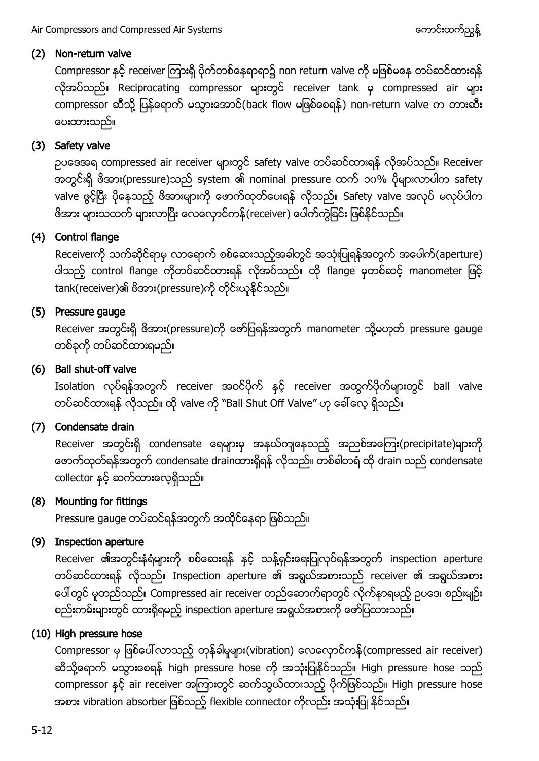### (2) Non-return valve

Compressor နှင့် receiver ကြားရှိ ပိုက်တစ်နေရာရာ၌ non return valve ကို မဖြစ်မနေ တပ်ဆင်ထားရန် လိုအပ်သည်။ Reciprocating compressor များတွင် receiver tank မှ compressed air များ compressor ဆီသို့ ပြန်ရောက် မသွားအောင်(back flow မဖြစ်စေရန်) non-return valve က တားဆီး ပေးထားသည်။

### (3) Safety valve

ဥပဒေအရ compressed air receiver များတွင် safety valve တပ်ဆင်ထားရန် လိုအပ်သည်။ Receiver အတွင်းရှိ ဖိအား(pressure)သည် system ၏ nominal pressure ထက် ၁၀% ပိုများလာပါက safety valve ဖွင့်ပြီး ပိုနေသည့် ဖိအားများကို ဖောက်ထုတ်ပေးရန် လိုသည်။ Safety valve အလုပ် မလုပ်ပါက ဖိအား များသထက် များလာပြီး လေလှောင်ကန်(receiver) ပေါက်ကွဲခြင်း ဖြစ်နိုင်သည်။

### (4) Control flange

Receiverကို သက်ဆိုင်ရာမှ လာရောက် စစ်ဆေးသည့်အခါတွင် အသုံးပြုရန်အတွက် အပေါက်(aperture) ပါသည့် control flange ကိုတပ်ဆင်ထားရန် လိုအပ်သည်။ ထို flange မှတစ်ဆင့် manometer ဖြင့် tank(receiver)၏ ဖိအား(pressure)ကို တိုင်းယူနိုင်သည်။

### (5) Pressure gauge

Receiver အတွင်းရှိ ဖိအား(pressure)ကို ဖော်ပြရန်အတွက် manometer သို့မဟုတ် pressure gauge တစ်ခုကို တပ်ဆင်ထားရမည်။

### (6) Ball shut-off valve

Isolation လုပ်ရန်အတွက် receiver အဝင်ပိုက် နှင့် receiver အထွက်ပိုက်များတွင် ball valve တပ်ဆင်ထားရန် လိုသည်။ ထို valve ကို "Ball Shut Off Valve" ဟု ခေါ်လေ့ ရှိသည်။

### (7) Condensate drain

Receiver အတွင်းရှိ condensate ရေများမှ အနယ်ကျနေသည့် အညစ်အကြေး(precipitate)များကို ဖောက်ထုတ်ရန်အတွက် condensate drainထားရှိရန် လိုသည်။ တစ်ခါတရံ ထို drain သည် condensate collector နှင့် ဆက်ထားလေ့ရှိသည်။

### (8) Mounting for fittings

Pressure gauge တပ်ဆင်ရန်အတွက် အထိုင်နေရာ ဖြစ်သည်။

### (9) Inspection aperture

Receiver ၏အတွင်းနံရံများကို စစ်ဆေးရန် နှင့် သန့်ရှင်းရေးပြုလုပ်ရန်အတွက် inspection aperture တပ်ဆင်ထားရန် လိုသည်။ Inspection aperture ၏ အရွယ်အစားသည် receiver ၏ အရွယ်အစား ပေါ်တွင် မူတည်သည်။ Compressed air receiver တည်ဆောက်ရာတွင် လိုက်နာရမည့် ဥပဒေ၊ စည်းမျဉ်း စည်းကမ်းများတွင် ထားရှိရမည့် inspection aperture အရွယ်အစားကို ဖော်ပြထားသည်။

### (10) High pressure hose

Compressor မှ ဖြစ်ပေါ်လာသည့် တုန်ခါမှုများ(vibration) လေလှောင်ကန်(compressed air receiver) ဆီသို့ရောက် မသွားစေရန် high pressure hose ကို အသုံးပြုနိုင်သည်။ High pressure hose သည် compressor နှင့် air receiver အကြားတွင် ဆက်သွယ်ထားသည့် ပိုက်ဖြစ်သည်။ High pressure hose အစား vibration absorber ဖြစ်သည့် flexible connector ကိုလည်း အသုံးပြု နိုင်သည်။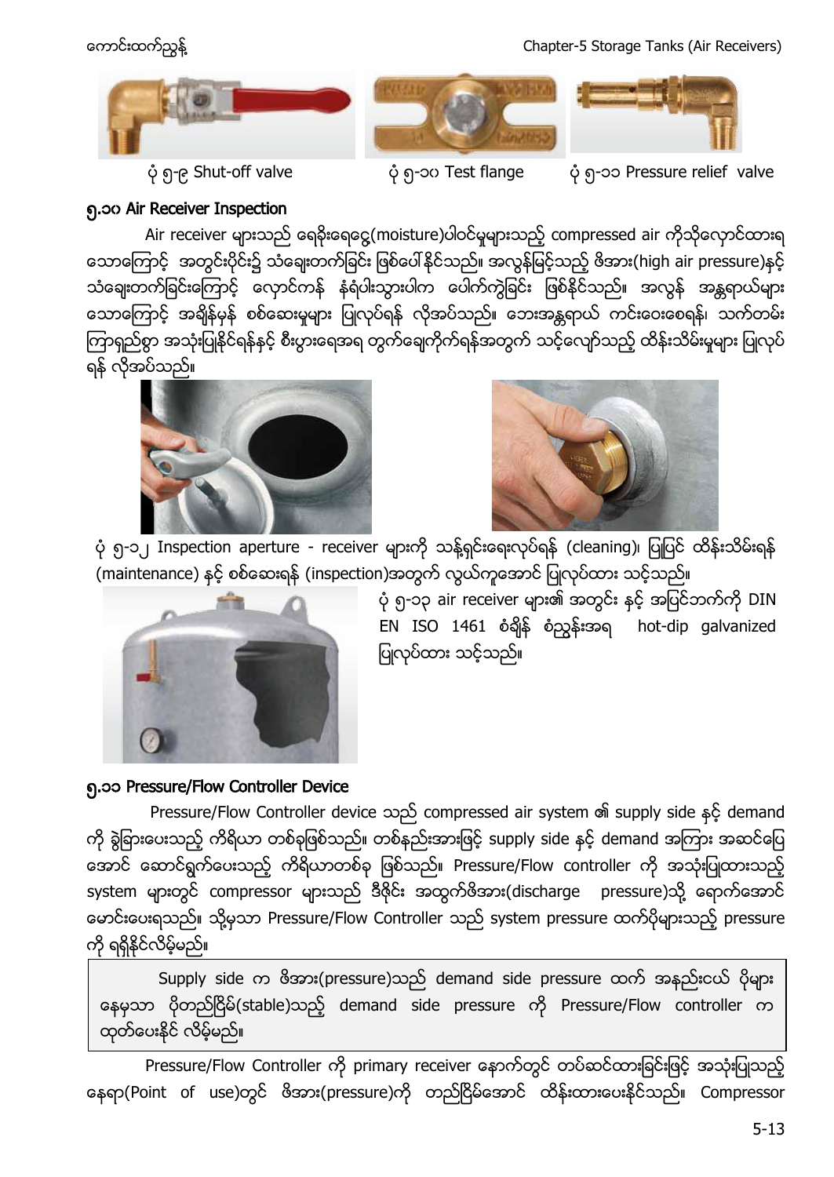ပုံ ၅-၉ Shut-off valve

ပုံ ၅-၁၀ Test flange

ပုံ ၅-၁၁ Pressure relief valve

### ၅.၁၀ Air Receiver Inspection

Air receiver များသည် ရေခိုးရေငွေ့(moisture)ပါဝင်မှုများသည့် compressed air ကိုသိုလှောင်ထားရသောကြောင့် အတွင်းပိုင်း၌ သံချေးတက်ခြင်း ဖြစ်ပေါ်နိုင်သည်။ အလွန်မြင့်သည့် ဖိအား(high air pressure)နှင့် သံချေးတက်ခြင်းကြောင့် လှောင်ကန် နံရံပါးသွားပါက ပေါက်ကွဲခြင်း ဖြစ်နိုင်သည်။ အလွန် အန္တရာယ်များသောကြောင့် အချိန်မှန် စစ်ဆေးမှုများ ပြုလုပ်ရန် လိုအပ်သည်။ ဘေးအန္တရာယ် ကင်းဝေးစေရန်၊ သက်တမ်းကြာရှည်စွာ အသုံးပြုနိုင်ရန်နှင့် စီးပွားရေးအရ တွက်ချေကိုက်ရန်အတွက် သင့်လျော်သည့် ထိန်းသိမ်းမှုများ ပြုလုပ်ရန် လိုအပ်သည်။

ပုံ ၅-၁၂ Inspection aperture - receiver များကို သန့်ရှင်းရေးလုပ်ရန် (cleaning)၊ ပြုပြင် ထိန်းသိမ်းရန် (maintenance) နှင့် စစ်ဆေးရန် (inspection)အတွက် လွယ်ကူအောင် ပြုလုပ်ထား သင့်သည်။

ပုံ ၅-၁၃ air receiver များ၏ အတွင်း နှင့် အပြင်ဘက်ကို DIN EN ISO 1461 စံချိန် စံညွှန်းအရ hot-dip galvanized ပြုလုပ်ထား သင့်သည်။

### ၅.၁၁ Pressure/Flow Controller Device

Pressure/Flow Controller device သည် compressed air system ၏ supply side နှင့် demand ကို ခွဲခြားပေးသည့် ကိရိယာ တစ်ခုဖြစ်သည်။ တစ်နည်းအားဖြင့် supply side နှင့် demand အကြား အဆင်ပြေအောင် ဆောင်ရွက်ပေးသည့် ကိရိယာတစ်ခု ဖြစ်သည်။ Pressure/Flow controller ကို အသုံးပြုထားသည့် system များတွင် compressor များသည် ဒီဇိုင်း အထွက်ဖိအား(discharge pressure)သို့ ရောက်အောင် မောင်းပေးရသည်။ သို့မှသာ Pressure/Flow Controller သည် system pressure ထက်ပိုများသည့် pressure ကို ရရှိနိုင်လိမ့်မည်။

> Supply side က ဖိအား(pressure)သည် demand side pressure ထက် အနည်းငယ် ပိုများနေမှသာ ပိုတည်ငြိမ်(stable)သည့် demand side pressure ကို Pressure/Flow controller က ထုတ်ပေးနိုင် လိမ့်မည်။

Pressure/Flow Controller ကို primary receiver နောက်တွင် တပ်ဆင်ထားခြင်းဖြင့် အသုံးပြုသည့်နေရာ(Point of use)တွင် ဖိအား(pressure)ကို တည်ငြိမ်အောင် ထိန်းထားပေးနိုင်သည်။ Compressor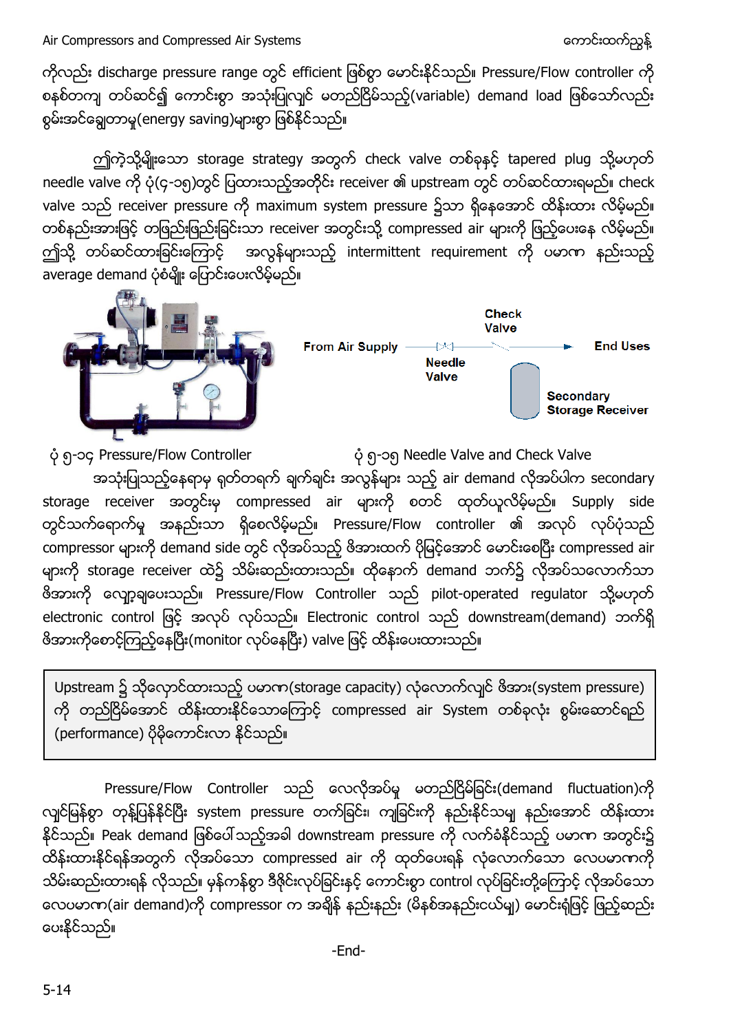ကိုလည်း discharge pressure range တွင် efficient ဖြစ်စွာ မောင်းနိုင်သည်။ Pressure/Flow controller ကို စနစ်တကျ တပ်ဆင်၍ ကောင်းစွာ အသုံးပြုလျှင် မတည်ငြိမ်သည့်(variable) demand load ဖြစ်သော်လည်း စွမ်းအင်ချွေတာမှု(energy saving)များစွာ ဖြစ်နိုင်သည်။

ဤကဲ့သို့မျိုးသော storage strategy အတွက် check valve တစ်ခုနှင့် tapered plug သို့မဟုတ် needle valve ကို ပုံ(၄-၁၅)တွင် ပြထားသည့်အတိုင်း receiver ၏ upstream တွင် တပ်ဆင်ထားရမည်။ check valve သည် receiver pressure ကို maximum system pressure ဦးသာ ရှိနေအောင် ထိန်းထား လိမ့်မည်။ တစ်နည်းအားဖြင့် တဖြည်းဖြည်းခြင်းသာ receiver အတွင်းသို့ compressed air များကို ဖြည့်ပေးနေ လိမ့်မည်။ ဤသို့ တပ်ဆင်ထားခြင်းကြောင့် အလွန်များသည့် intermittent requirement ကို ပမာဏ နည်းသည့် average demand ပုံစံမျိုး ပြောင်းပေးလိမ့်မည်။

ပုံ ၅-၁၄ Pressure/Flow Controller

From Air Supply
Check Valve
Needle Valve
End Uses
Secondary Storage Receiver

ပုံ ၅-၁၅ Needle Valve and Check Valve

အသုံးပြုသည့်နေရာမှ ရုတ်တရက် ချက်ချင်း အလွန်များ သည့် air demand လိုအပ်ပါက secondary storage receiver အတွင်းမှ compressed air များကို စတင် ထုတ်ယူလိမ့်မည်။ Supply side တွင်သက်ရောက်မှု အနည်းသာ ရှိစေလိမ့်မည်။ Pressure/Flow controller ၏ အလုပ် လုပ်ပုံသည် compressor များကို demand side တွင် လိုအပ်သည့် ဖိအားထက် ပိုမြင့်အောင် မောင်းစေပြီး compressed air များကို storage receiver ထဲ၌ သိမ်းဆည်းထားသည်။ ထို့နောက် demand ဘက်၌ လိုအပ်သလောက်သာ ဖိအားကို လျှော့ချပေးသည်။ Pressure/Flow Controller သည် pilot-operated regulator သို့မဟုတ် electronic control ဖြင့် အလုပ် လုပ်သည်။ Electronic control သည် downstream(demand) ဘက်ရှိ ဖိအားကိုစောင့်ကြည့်နေပြီး(monitor လုပ်နေပြီး) valve ဖြင့် ထိန်းပေးထားသည်။

> Upstream ၌ သိုလှောင်ထားသည့် ပမာဏ(storage capacity) လုံလောက်လျှင် ဖိအား(system pressure) ကို တည်ငြိမ်အောင် ထိန်းထားနိုင်သောကြောင့် compressed air System တစ်ခုလုံး စွမ်းဆောင်ရည် (performance) ပိုမိုကောင်းလာ နိုင်သည်။

Pressure/Flow Controller သည် လေလိုအပ်မှု မတည်ငြိမ်ခြင်း(demand fluctuation)ကို လျှင်မြန်စွာ တုန့်ပြန်နိုင်ပြီး system pressure တက်ခြင်း၊ ကျခြင်းကို နည်းနိုင်သမျှ နည်းအောင် ထိန်းထား နိုင်သည်။ Peak demand ဖြစ်ပေါ်သည့်အခါ downstream pressure ကို လက်ခံနိုင်သည့် ပမာဏ အတွင်း၌ ထိန်းထားနိုင်ရန်အတွက် လိုအပ်သော compressed air ကို ထုတ်ပေးရန် လုံလောက်သော လေပမာဏကို သိမ်းဆည်းထားရန် လိုသည်။ မှန်ကန်စွာ ဒီဇိုင်းလုပ်ခြင်းနှင့် ကောင်းစွာ control လုပ်ခြင်းတို့ကြောင့် လိုအပ်သော လေပမာဏ(air demand)ကို compressor က အချိန် နည်းနည်း (မိနစ်အနည်းငယ်မျှ) မောင်းရုံဖြင့် ဖြည့်ဆည်း ပေးနိုင်သည်။

-End-